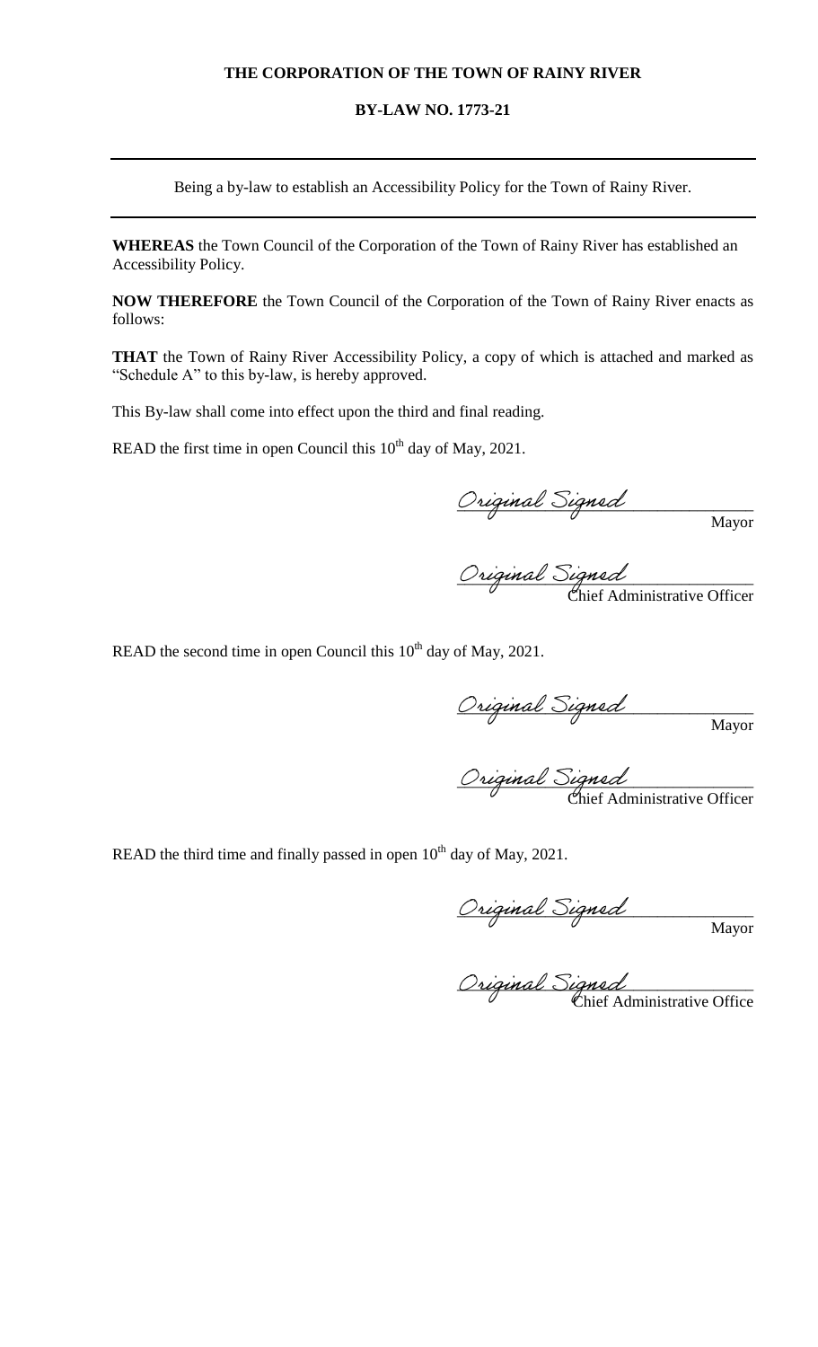**THE CORPORATION OF THE TOWN OF RAINY RIVER**

**BY-LAW NO. 1773-21**

---

Being a by-law to establish an Accessibility Policy for the Town of Rainy River.

---

**WHEREAS** the Town Council of the Corporation of the Town of Rainy River has established an Accessibility Policy.

**NOW THEREFORE** the Town Council of the Corporation of the Town of Rainy River enacts as follows:

**THAT** the Town of Rainy River Accessibility Policy, a copy of which is attached and marked as "Schedule A" to this by-law, is hereby approved.

This By-law shall come into effect upon the third and final reading.

READ the first time in open Council this 10th day of May, 2021.

*Original Signed*
Mayor

*Original Signed*
Chief Administrative Officer

READ the second time in open Council this 10th day of May, 2021.

*Original Signed*
Mayor

*Original Signed*
Chief Administrative Officer

READ the third time and finally passed in open 10th day of May, 2021.

*Original Signed*
Mayor

*Original Signed*
Chief Administrative Office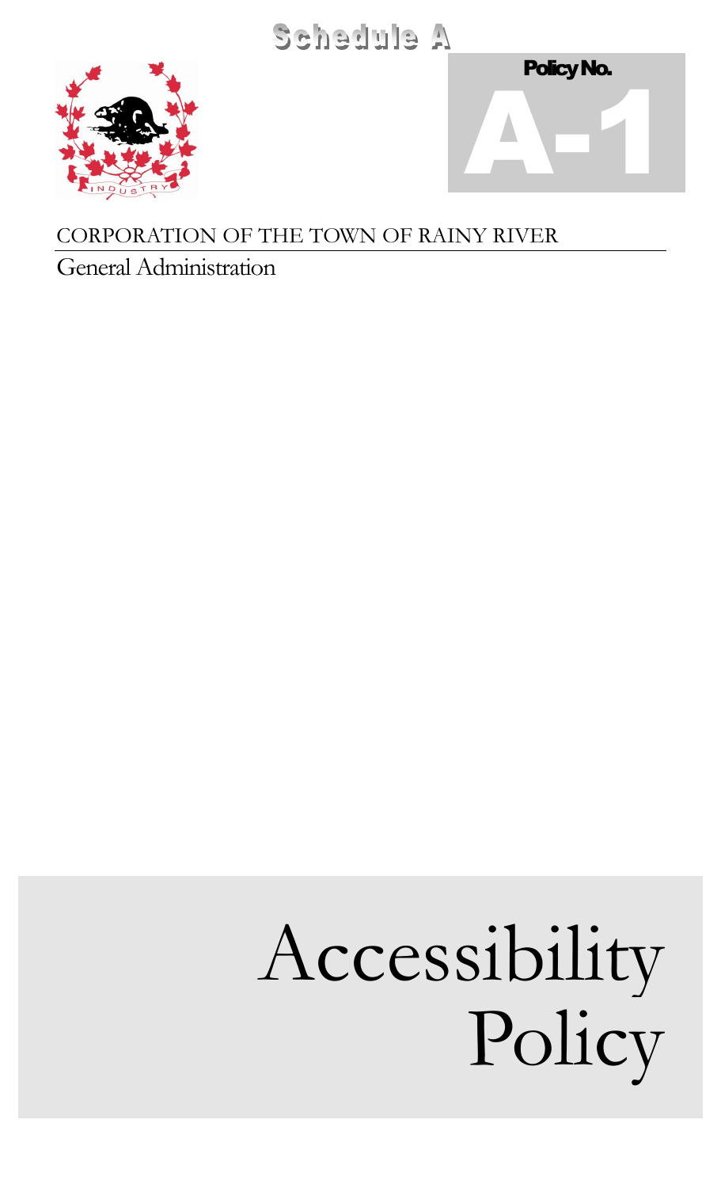Schedule A

Policy No.

A-1

CORPORATION OF THE TOWN OF RAINY RIVER

General Administration

# Accessibility Policy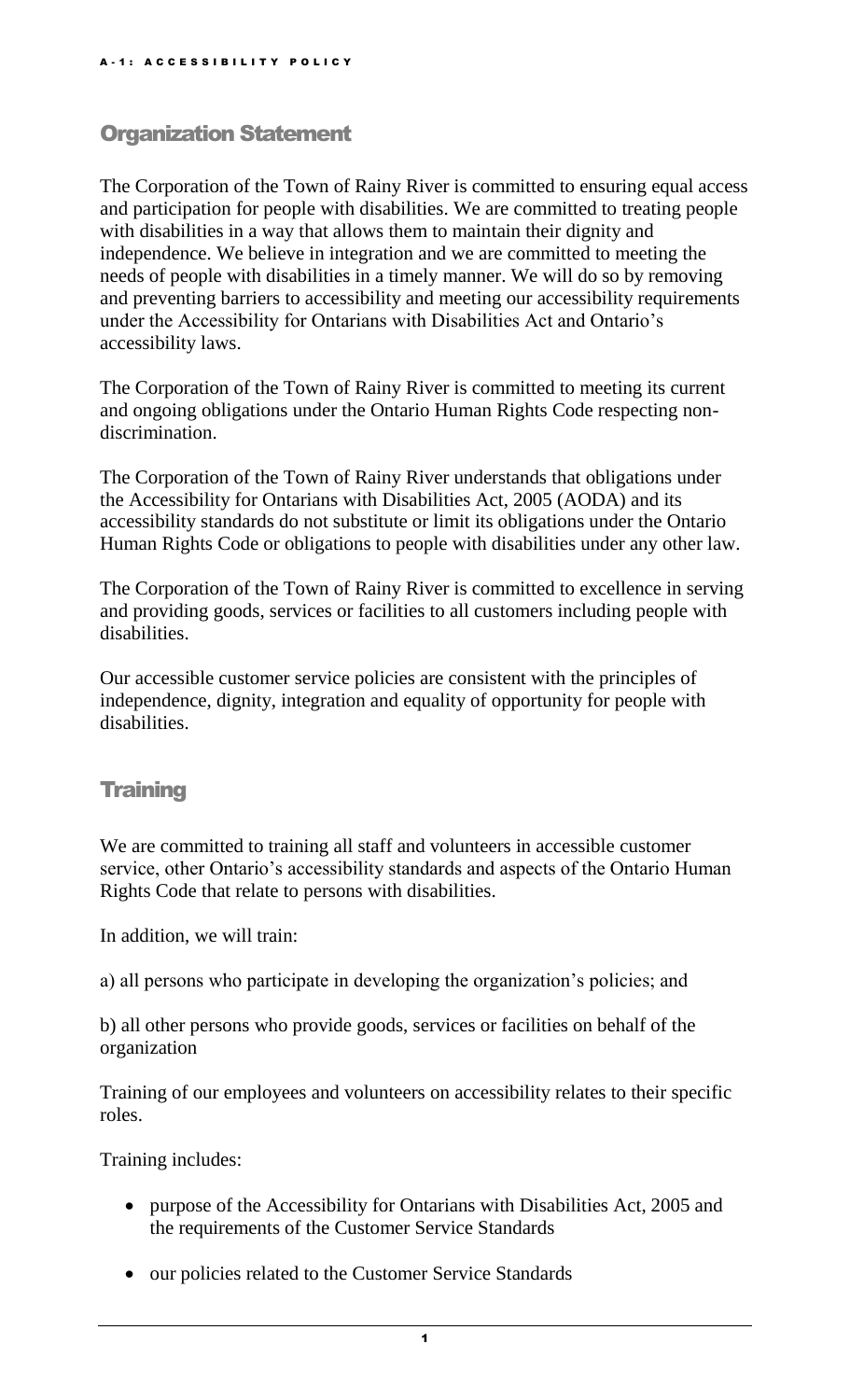## Organization Statement

The Corporation of the Town of Rainy River is committed to ensuring equal access and participation for people with disabilities. We are committed to treating people with disabilities in a way that allows them to maintain their dignity and independence. We believe in integration and we are committed to meeting the needs of people with disabilities in a timely manner. We will do so by removing and preventing barriers to accessibility and meeting our accessibility requirements under the Accessibility for Ontarians with Disabilities Act and Ontario's accessibility laws.

The Corporation of the Town of Rainy River is committed to meeting its current and ongoing obligations under the Ontario Human Rights Code respecting non-discrimination.

The Corporation of the Town of Rainy River understands that obligations under the Accessibility for Ontarians with Disabilities Act, 2005 (AODA) and its accessibility standards do not substitute or limit its obligations under the Ontario Human Rights Code or obligations to people with disabilities under any other law.

The Corporation of the Town of Rainy River is committed to excellence in serving and providing goods, services or facilities to all customers including people with disabilities.

Our accessible customer service policies are consistent with the principles of independence, dignity, integration and equality of opportunity for people with disabilities.

## Training

We are committed to training all staff and volunteers in accessible customer service, other Ontario's accessibility standards and aspects of the Ontario Human Rights Code that relate to persons with disabilities.

In addition, we will train:

a) all persons who participate in developing the organization's policies; and

b) all other persons who provide goods, services or facilities on behalf of the organization

Training of our employees and volunteers on accessibility relates to their specific roles.

Training includes:

- purpose of the Accessibility for Ontarians with Disabilities Act, 2005 and the requirements of the Customer Service Standards
- our policies related to the Customer Service Standards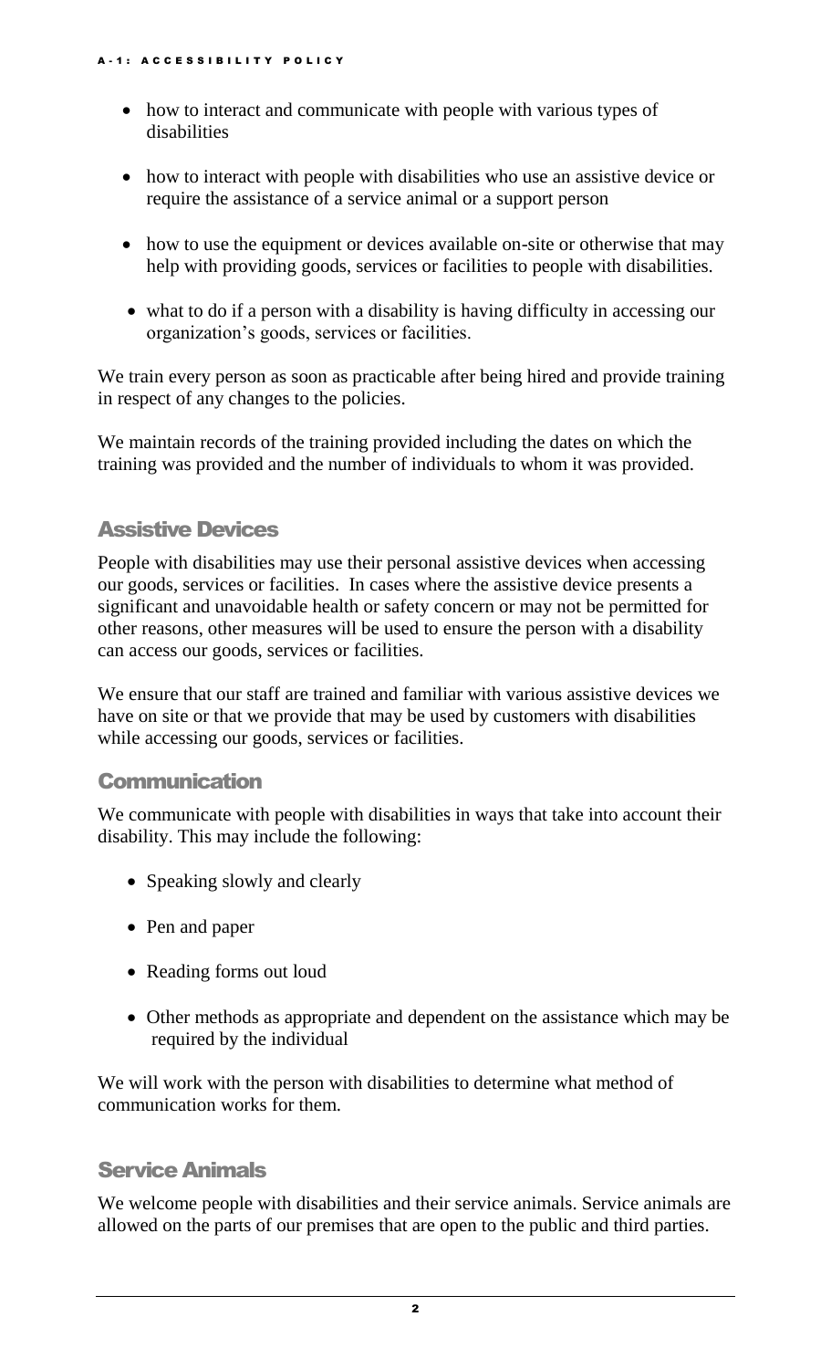- how to interact and communicate with people with various types of disabilities
- how to interact with people with disabilities who use an assistive device or require the assistance of a service animal or a support person
- how to use the equipment or devices available on-site or otherwise that may help with providing goods, services or facilities to people with disabilities.
- what to do if a person with a disability is having difficulty in accessing our organization's goods, services or facilities.

We train every person as soon as practicable after being hired and provide training in respect of any changes to the policies.

We maintain records of the training provided including the dates on which the training was provided and the number of individuals to whom it was provided.

## Assistive Devices

People with disabilities may use their personal assistive devices when accessing our goods, services or facilities. In cases where the assistive device presents a significant and unavoidable health or safety concern or may not be permitted for other reasons, other measures will be used to ensure the person with a disability can access our goods, services or facilities.

We ensure that our staff are trained and familiar with various assistive devices we have on site or that we provide that may be used by customers with disabilities while accessing our goods, services or facilities.

## Communication

We communicate with people with disabilities in ways that take into account their disability. This may include the following:

- Speaking slowly and clearly
- Pen and paper
- Reading forms out loud
- Other methods as appropriate and dependent on the assistance which may be required by the individual

We will work with the person with disabilities to determine what method of communication works for them.

## Service Animals

We welcome people with disabilities and their service animals. Service animals are allowed on the parts of our premises that are open to the public and third parties.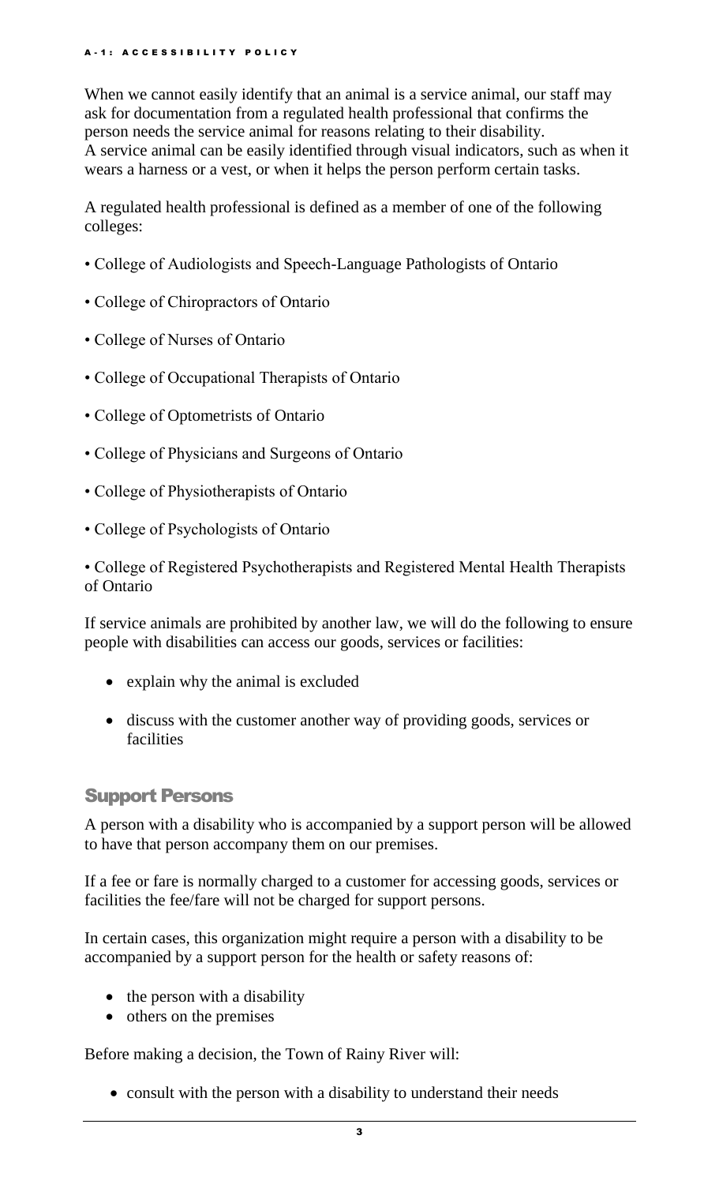When we cannot easily identify that an animal is a service animal, our staff may ask for documentation from a regulated health professional that confirms the person needs the service animal for reasons relating to their disability.
A service animal can be easily identified through visual indicators, such as when it wears a harness or a vest, or when it helps the person perform certain tasks.

A regulated health professional is defined as a member of one of the following colleges:

• College of Audiologists and Speech-Language Pathologists of Ontario

• College of Chiropractors of Ontario

• College of Nurses of Ontario

• College of Occupational Therapists of Ontario

• College of Optometrists of Ontario

• College of Physicians and Surgeons of Ontario

• College of Physiotherapists of Ontario

• College of Psychologists of Ontario

• College of Registered Psychotherapists and Registered Mental Health Therapists of Ontario

If service animals are prohibited by another law, we will do the following to ensure people with disabilities can access our goods, services or facilities:

- explain why the animal is excluded
- discuss with the customer another way of providing goods, services or facilities

## Support Persons

A person with a disability who is accompanied by a support person will be allowed to have that person accompany them on our premises.

If a fee or fare is normally charged to a customer for accessing goods, services or facilities the fee/fare will not be charged for support persons.

In certain cases, this organization might require a person with a disability to be accompanied by a support person for the health or safety reasons of:

- the person with a disability
- others on the premises

Before making a decision, the Town of Rainy River will:

- consult with the person with a disability to understand their needs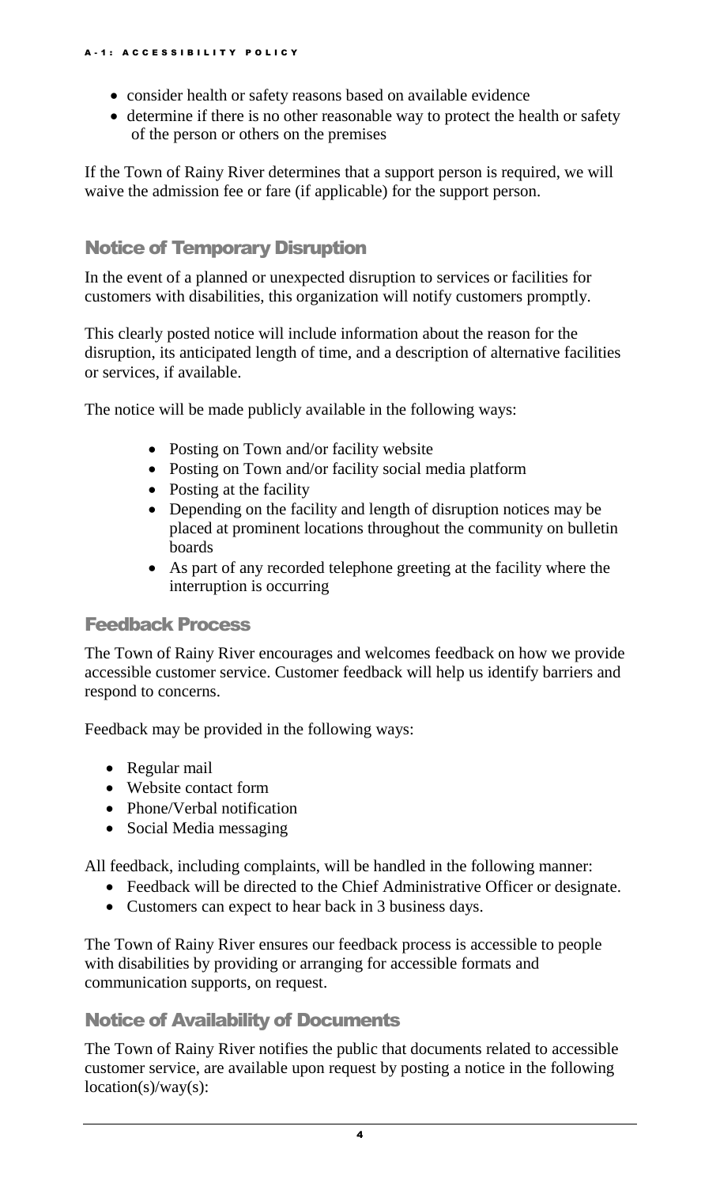- consider health or safety reasons based on available evidence
- determine if there is no other reasonable way to protect the health or safety of the person or others on the premises

If the Town of Rainy River determines that a support person is required, we will waive the admission fee or fare (if applicable) for the support person.

## Notice of Temporary Disruption

In the event of a planned or unexpected disruption to services or facilities for customers with disabilities, this organization will notify customers promptly.

This clearly posted notice will include information about the reason for the disruption, its anticipated length of time, and a description of alternative facilities or services, if available.

The notice will be made publicly available in the following ways:

- Posting on Town and/or facility website
- Posting on Town and/or facility social media platform
- Posting at the facility
- Depending on the facility and length of disruption notices may be placed at prominent locations throughout the community on bulletin boards
- As part of any recorded telephone greeting at the facility where the interruption is occurring

## Feedback Process

The Town of Rainy River encourages and welcomes feedback on how we provide accessible customer service. Customer feedback will help us identify barriers and respond to concerns.

Feedback may be provided in the following ways:

- Regular mail
- Website contact form
- Phone/Verbal notification
- Social Media messaging

All feedback, including complaints, will be handled in the following manner:

- Feedback will be directed to the Chief Administrative Officer or designate.
- Customers can expect to hear back in 3 business days.

The Town of Rainy River ensures our feedback process is accessible to people with disabilities by providing or arranging for accessible formats and communication supports, on request.

## Notice of Availability of Documents

The Town of Rainy River notifies the public that documents related to accessible customer service, are available upon request by posting a notice in the following location(s)/way(s):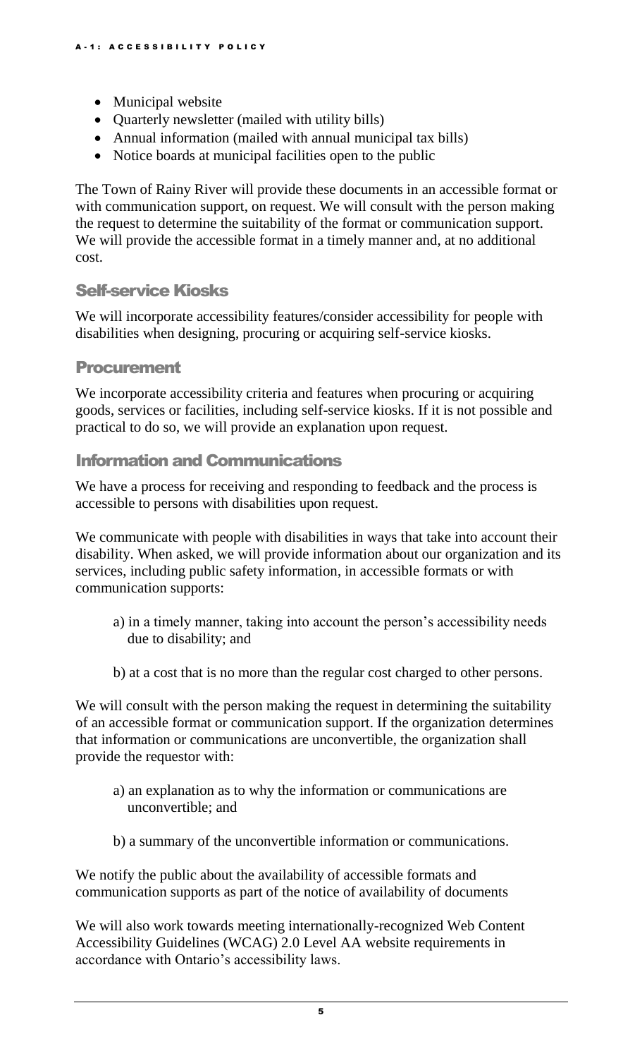- Municipal website
- Quarterly newsletter (mailed with utility bills)
- Annual information (mailed with annual municipal tax bills)
- Notice boards at municipal facilities open to the public

The Town of Rainy River will provide these documents in an accessible format or with communication support, on request. We will consult with the person making the request to determine the suitability of the format or communication support. We will provide the accessible format in a timely manner and, at no additional cost.

## Self-service Kiosks

We will incorporate accessibility features/consider accessibility for people with disabilities when designing, procuring or acquiring self-service kiosks.

## Procurement

We incorporate accessibility criteria and features when procuring or acquiring goods, services or facilities, including self-service kiosks. If it is not possible and practical to do so, we will provide an explanation upon request.

## Information and Communications

We have a process for receiving and responding to feedback and the process is accessible to persons with disabilities upon request.

We communicate with people with disabilities in ways that take into account their disability. When asked, we will provide information about our organization and its services, including public safety information, in accessible formats or with communication supports:

a) in a timely manner, taking into account the person's accessibility needs due to disability; and

b) at a cost that is no more than the regular cost charged to other persons.

We will consult with the person making the request in determining the suitability of an accessible format or communication support. If the organization determines that information or communications are unconvertible, the organization shall provide the requestor with:

a) an explanation as to why the information or communications are unconvertible; and

b) a summary of the unconvertible information or communications.

We notify the public about the availability of accessible formats and communication supports as part of the notice of availability of documents

We will also work towards meeting internationally-recognized Web Content Accessibility Guidelines (WCAG) 2.0 Level AA website requirements in accordance with Ontario's accessibility laws.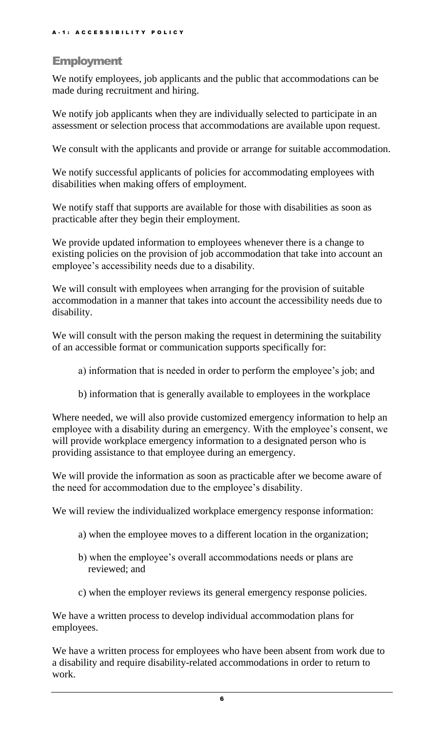## Employment

We notify employees, job applicants and the public that accommodations can be made during recruitment and hiring.

We notify job applicants when they are individually selected to participate in an assessment or selection process that accommodations are available upon request.

We consult with the applicants and provide or arrange for suitable accommodation.

We notify successful applicants of policies for accommodating employees with disabilities when making offers of employment.

We notify staff that supports are available for those with disabilities as soon as practicable after they begin their employment.

We provide updated information to employees whenever there is a change to existing policies on the provision of job accommodation that take into account an employee's accessibility needs due to a disability.

We will consult with employees when arranging for the provision of suitable accommodation in a manner that takes into account the accessibility needs due to disability.

We will consult with the person making the request in determining the suitability of an accessible format or communication supports specifically for:

a) information that is needed in order to perform the employee's job; and

b) information that is generally available to employees in the workplace

Where needed, we will also provide customized emergency information to help an employee with a disability during an emergency. With the employee's consent, we will provide workplace emergency information to a designated person who is providing assistance to that employee during an emergency.

We will provide the information as soon as practicable after we become aware of the need for accommodation due to the employee's disability.

We will review the individualized workplace emergency response information:

a) when the employee moves to a different location in the organization;

b) when the employee's overall accommodations needs or plans are reviewed; and

c) when the employer reviews its general emergency response policies.

We have a written process to develop individual accommodation plans for employees.

We have a written process for employees who have been absent from work due to a disability and require disability-related accommodations in order to return to work.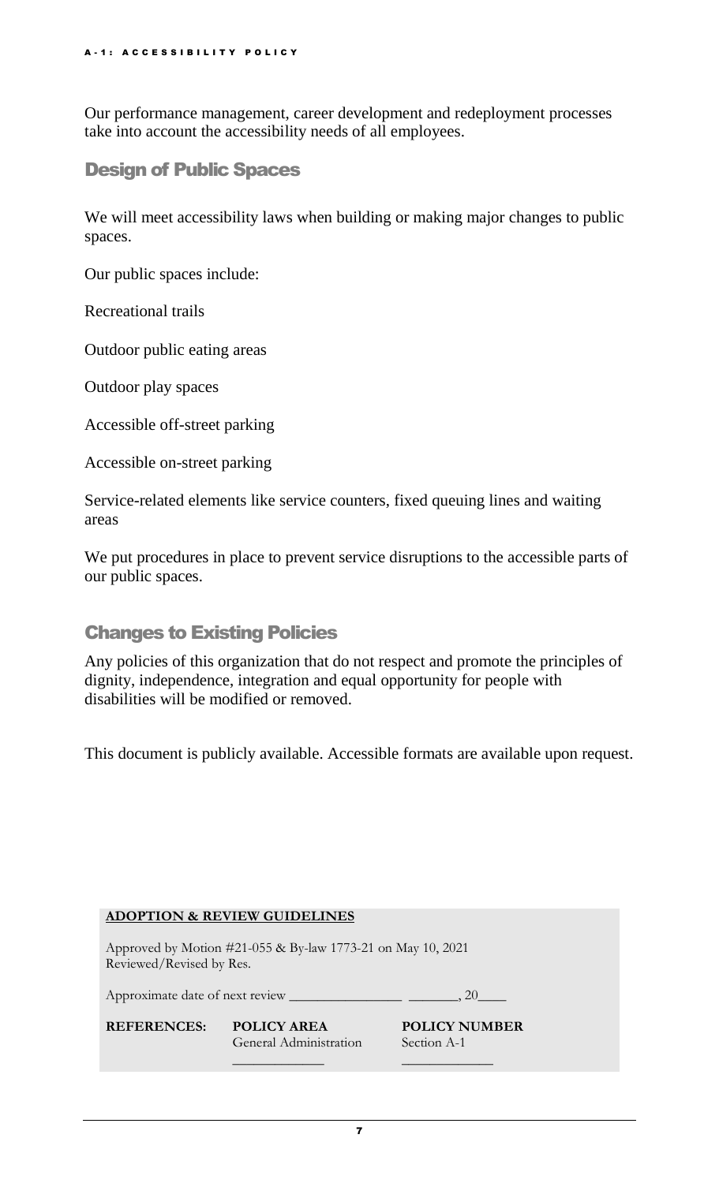Our performance management, career development and redeployment processes take into account the accessibility needs of all employees.

## Design of Public Spaces

We will meet accessibility laws when building or making major changes to public spaces.

Our public spaces include:

Recreational trails

Outdoor public eating areas

Outdoor play spaces

Accessible off-street parking

Accessible on-street parking

Service-related elements like service counters, fixed queuing lines and waiting areas

We put procedures in place to prevent service disruptions to the accessible parts of our public spaces.

## Changes to Existing Policies

Any policies of this organization that do not respect and promote the principles of dignity, independence, integration and equal opportunity for people with disabilities will be modified or removed.

This document is publicly available. Accessible formats are available upon request.

**ADOPTION & REVIEW GUIDELINES**

Approved by Motion #21-055 & By-law 1773-21 on May 10, 2021
Reviewed/Revised by Res.

Approximate date of next review _______________ _______, 20____

| **REFERENCES:** | **POLICY AREA** | **POLICY NUMBER** |
| --- | --- | --- |
| | General Administration | Section A-1 |